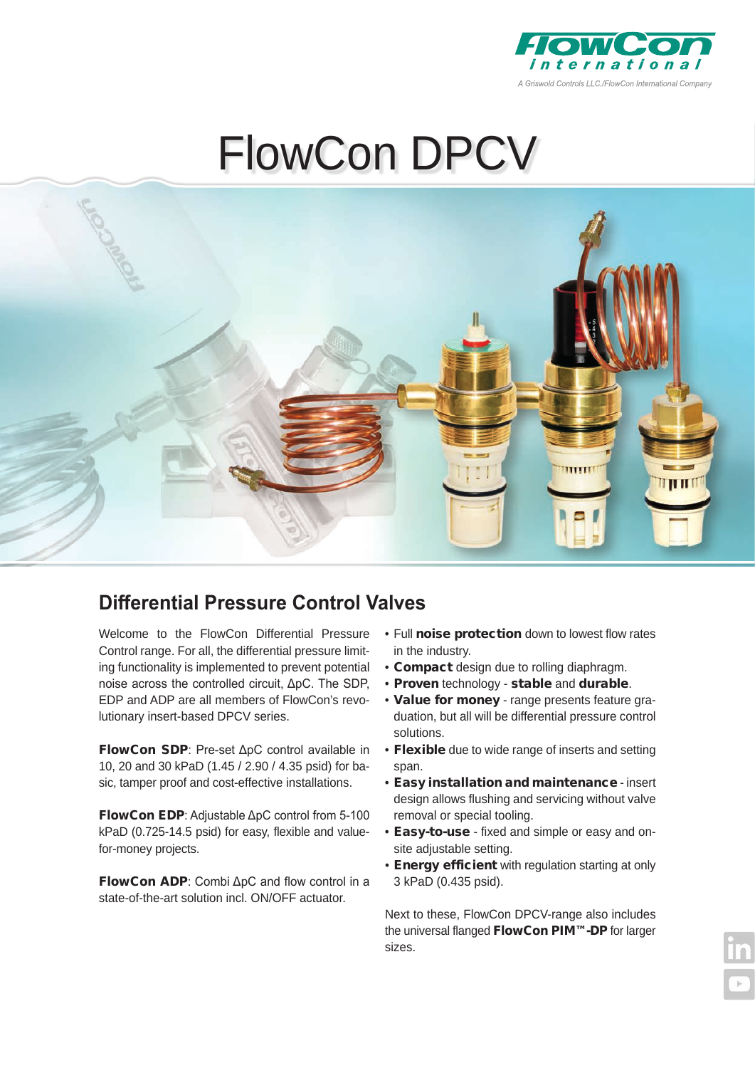FlowCon international

A Griswold Controls LLC./FlowCon International Company

# FlowCon DPCV

## Differential Pressure Control Valves

Welcome to the FlowCon Differential Pressure Control range. For all, the differential pressure limiting functionality is implemented to prevent potential noise across the controlled circuit, ΔpC. The SDP, EDP and ADP are all members of FlowCon's revolutionary insert-based DPCV series.

**FlowCon SDP**: Pre-set ΔpC control available in 10, 20 and 30 kPaD (1.45 / 2.90 / 4.35 psid) for basic, tamper proof and cost-effective installations.

**FlowCon EDP**: Adjustable ΔpC control from 5-100 kPaD (0.725-14.5 psid) for easy, flexible and value-for-money projects.

**FlowCon ADP**: Combi ΔpC and flow control in a state-of-the-art solution incl. ON/OFF actuator.

- Full **noise protection** down to lowest flow rates in the industry.
- **Compact** design due to rolling diaphragm.
- **Proven** technology - **stable** and **durable**.
- **Value for money** - range presents feature graduation, but all will be differential pressure control solutions.
- **Flexible** due to wide range of inserts and setting span.
- **Easy installation and maintenance** - insert design allows flushing and servicing without valve removal or special tooling.
- **Easy-to-use** - fixed and simple or easy and on-site adjustable setting.
- **Energy efficient** with regulation starting at only 3 kPaD (0.435 psid).

Next to these, FlowCon DPCV-range also includes the universal flanged **FlowCon PIM™-DP** for larger sizes.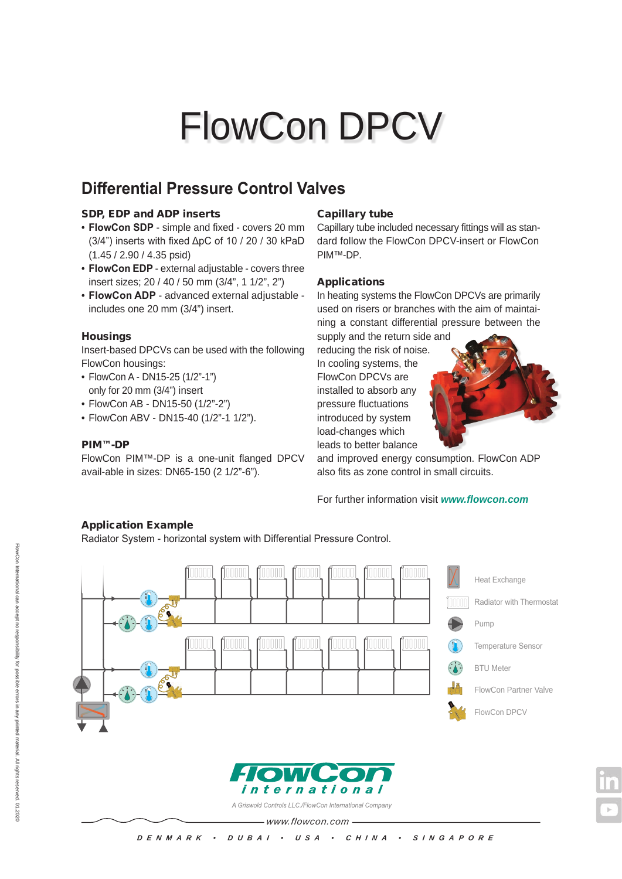# FlowCon DPCV

## Differential Pressure Control Valves

### SDP, EDP and ADP inserts

- **FlowCon SDP** - simple and fixed - covers 20 mm (3/4") inserts with fixed ΔpC of 10 / 20 / 30 kPaD (1.45 / 2.90 / 4.35 psid)
- **FlowCon EDP** - external adjustable - covers three insert sizes; 20 / 40 / 50 mm (3/4", 1 1/2", 2")
- **FlowCon ADP** - advanced external adjustable - includes one 20 mm (3/4") insert.

### Housings

Insert-based DPCVs can be used with the following FlowCon housings:

- FlowCon A - DN15-25 (1/2"-1") only for 20 mm (3/4") insert
- FlowCon AB - DN15-50 (1/2"-2")
- FlowCon ABV - DN15-40 (1/2"-1 1/2").

### PIM™-DP

FlowCon PIM™-DP is a one-unit flanged DPCV avail-able in sizes: DN65-150 (2 1/2"-6").

### Capillary tube

Capillary tube included necessary fittings will as standard follow the FlowCon DPCV-insert or FlowCon PIM™-DP.

### Applications

In heating systems the FlowCon DPCVs are primarily used on risers or branches with the aim of maintaining a constant differential pressure between the supply and the return side and reducing the risk of noise. In cooling systems, the FlowCon DPCVs are installed to absorb any pressure fluctuations introduced by system load-changes which leads to better balance and improved energy consumption. FlowCon ADP also fits as zone control in small circuits.

For further information visit ***www.flowcon.com***

### Application Example

Radiator System - horizontal system with Differential Pressure Control.

Heat Exchange
Radiator with Thermostat
Pump
Temperature Sensor
BTU Meter
FlowCon Partner Valve
FlowCon DPCV

FlowCon international
A Griswold Controls LLC./FlowCon International Company

www.flowcon.com

DENMARK • DUBAI • USA • CHINA • SINGAPORE

FlowCon International can accept no responsibility for possible errors in any printed material. All rights reserved. 01.2020